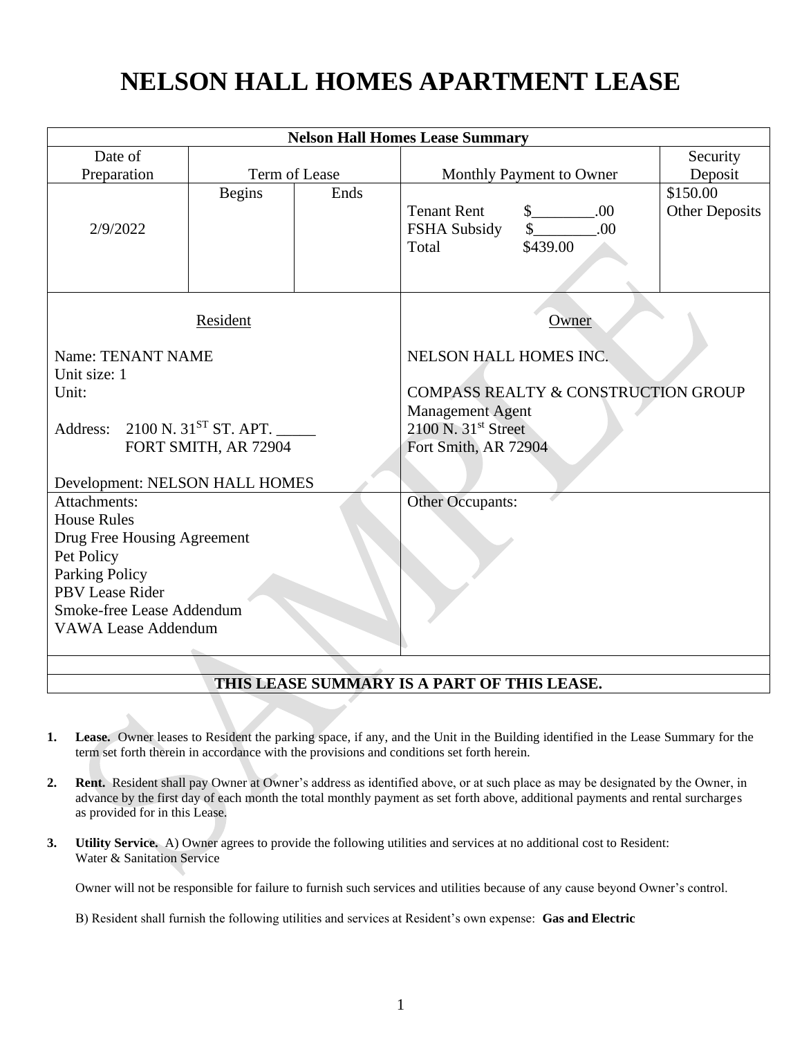# NELSON HALL HOMES APARTMENT LEASE

| Nelson Hall Homes Lease Summary | | | | |
|---|---|---|---|---|
| Date of Preparation | Term of Lease | | Monthly Payment to Owner | Security Deposit |
| | Begins | Ends | | $150.00 Other Deposits |
| 2/9/2022 | | | Tenant Rent $________.00<br>FSHA Subsidy $________.00<br>Total $439.00 | |
| Resident<br><br>Name: TENANT NAME<br>Unit size: 1<br>Unit:<br><br>Address: 2100 N. 31ST ST. APT. _____<br>FORT SMITH, AR 72904<br><br>Development: NELSON HALL HOMES | | | Owner<br><br>NELSON HALL HOMES INC.<br><br>COMPASS REALTY & CONSTRUCTION GROUP<br>Management Agent<br>2100 N. 31st Street<br>Fort Smith, AR 72904 | |
| Attachments:<br>House Rules<br>Drug Free Housing Agreement<br>Pet Policy<br>Parking Policy<br>PBV Lease Rider<br>Smoke-free Lease Addendum<br>VAWA Lease Addendum | | | Other Occupants: | |
| **THIS LEASE SUMMARY IS A PART OF THIS LEASE.** | | | | |

1. **Lease.** Owner leases to Resident the parking space, if any, and the Unit in the Building identified in the Lease Summary for the term set forth therein in accordance with the provisions and conditions set forth herein.

2. **Rent.** Resident shall pay Owner at Owner's address as identified above, or at such place as may be designated by the Owner, in advance by the first day of each month the total monthly payment as set forth above, additional payments and rental surcharges as provided for in this Lease.

3. **Utility Service.** A) Owner agrees to provide the following utilities and services at no additional cost to Resident: Water & Sanitation Service

   Owner will not be responsible for failure to furnish such services and utilities because of any cause beyond Owner's control.

   B) Resident shall furnish the following utilities and services at Resident's own expense: **Gas and Electric**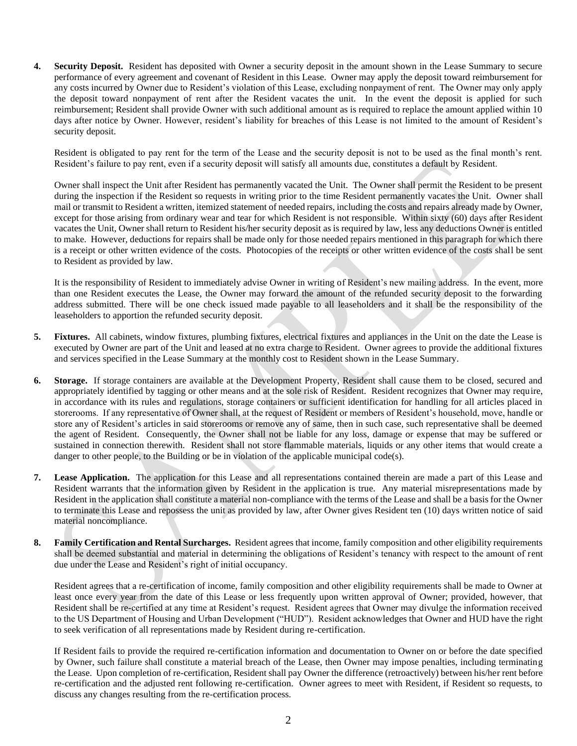**4. Security Deposit.** Resident has deposited with Owner a security deposit in the amount shown in the Lease Summary to secure performance of every agreement and covenant of Resident in this Lease. Owner may apply the deposit toward reimbursement for any costs incurred by Owner due to Resident's violation of this Lease, excluding nonpayment of rent. The Owner may only apply the deposit toward nonpayment of rent after the Resident vacates the unit. In the event the deposit is applied for such reimbursement; Resident shall provide Owner with such additional amount as is required to replace the amount applied within 10 days after notice by Owner. However, resident's liability for breaches of this Lease is not limited to the amount of Resident's security deposit.

Resident is obligated to pay rent for the term of the Lease and the security deposit is not to be used as the final month's rent. Resident's failure to pay rent, even if a security deposit will satisfy all amounts due, constitutes a default by Resident.

Owner shall inspect the Unit after Resident has permanently vacated the Unit. The Owner shall permit the Resident to be present during the inspection if the Resident so requests in writing prior to the time Resident permanently vacates the Unit. Owner shall mail or transmit to Resident a written, itemized statement of needed repairs, including the costs and repairs already made by Owner, except for those arising from ordinary wear and tear for which Resident is not responsible. Within sixty (60) days after Resident vacates the Unit, Owner shall return to Resident his/her security deposit as is required by law, less any deductions Owner is entitled to make. However, deductions for repairs shall be made only for those needed repairs mentioned in this paragraph for which there is a receipt or other written evidence of the costs. Photocopies of the receipts or other written evidence of the costs shall be sent to Resident as provided by law.

It is the responsibility of Resident to immediately advise Owner in writing of Resident's new mailing address. In the event, more than one Resident executes the Lease, the Owner may forward the amount of the refunded security deposit to the forwarding address submitted. There will be one check issued made payable to all leaseholders and it shall be the responsibility of the leaseholders to apportion the refunded security deposit.

**5. Fixtures.** All cabinets, window fixtures, plumbing fixtures, electrical fixtures and appliances in the Unit on the date the Lease is executed by Owner are part of the Unit and leased at no extra charge to Resident. Owner agrees to provide the additional fixtures and services specified in the Lease Summary at the monthly cost to Resident shown in the Lease Summary.

**6. Storage.** If storage containers are available at the Development Property, Resident shall cause them to be closed, secured and appropriately identified by tagging or other means and at the sole risk of Resident. Resident recognizes that Owner may require, in accordance with its rules and regulations, storage containers or sufficient identification for handling for all articles placed in storerooms. If any representative of Owner shall, at the request of Resident or members of Resident's household, move, handle or store any of Resident's articles in said storerooms or remove any of same, then in such case, such representative shall be deemed the agent of Resident. Consequently, the Owner shall not be liable for any loss, damage or expense that may be suffered or sustained in connection therewith. Resident shall not store flammable materials, liquids or any other items that would create a danger to other people, to the Building or be in violation of the applicable municipal code(s).

**7. Lease Application.** The application for this Lease and all representations contained therein are made a part of this Lease and Resident warrants that the information given by Resident in the application is true. Any material misrepresentations made by Resident in the application shall constitute a material non-compliance with the terms of the Lease and shall be a basis for the Owner to terminate this Lease and repossess the unit as provided by law, after Owner gives Resident ten (10) days written notice of said material noncompliance.

**8. Family Certification and Rental Surcharges.** Resident agrees that income, family composition and other eligibility requirements shall be deemed substantial and material in determining the obligations of Resident's tenancy with respect to the amount of rent due under the Lease and Resident's right of initial occupancy.

Resident agrees that a re-certification of income, family composition and other eligibility requirements shall be made to Owner at least once every year from the date of this Lease or less frequently upon written approval of Owner; provided, however, that Resident shall be re-certified at any time at Resident's request. Resident agrees that Owner may divulge the information received to the US Department of Housing and Urban Development ("HUD"). Resident acknowledges that Owner and HUD have the right to seek verification of all representations made by Resident during re-certification.

If Resident fails to provide the required re-certification information and documentation to Owner on or before the date specified by Owner, such failure shall constitute a material breach of the Lease, then Owner may impose penalties, including terminating the Lease. Upon completion of re-certification, Resident shall pay Owner the difference (retroactively) between his/her rent before re-certification and the adjusted rent following re-certification. Owner agrees to meet with Resident, if Resident so requests, to discuss any changes resulting from the re-certification process.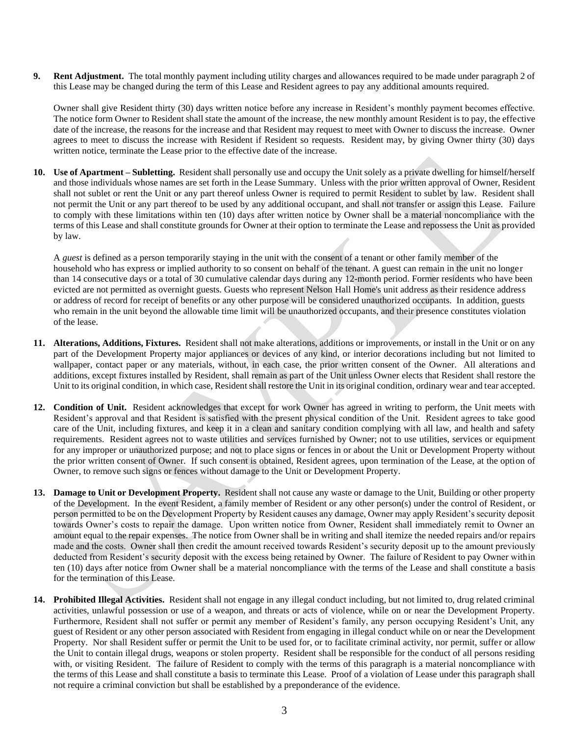**9. Rent Adjustment.** The total monthly payment including utility charges and allowances required to be made under paragraph 2 of this Lease may be changed during the term of this Lease and Resident agrees to pay any additional amounts required.

Owner shall give Resident thirty (30) days written notice before any increase in Resident's monthly payment becomes effective. The notice form Owner to Resident shall state the amount of the increase, the new monthly amount Resident is to pay, the effective date of the increase, the reasons for the increase and that Resident may request to meet with Owner to discuss the increase. Owner agrees to meet to discuss the increase with Resident if Resident so requests. Resident may, by giving Owner thirty (30) days written notice, terminate the Lease prior to the effective date of the increase.

**10. Use of Apartment – Subletting.** Resident shall personally use and occupy the Unit solely as a private dwelling for himself/herself and those individuals whose names are set forth in the Lease Summary. Unless with the prior written approval of Owner, Resident shall not sublet or rent the Unit or any part thereof unless Owner is required to permit Resident to sublet by law. Resident shall not permit the Unit or any part thereof to be used by any additional occupant, and shall not transfer or assign this Lease. Failure to comply with these limitations within ten (10) days after written notice by Owner shall be a material noncompliance with the terms of this Lease and shall constitute grounds for Owner at their option to terminate the Lease and repossess the Unit as provided by law.

A *guest* is defined as a person temporarily staying in the unit with the consent of a tenant or other family member of the household who has express or implied authority to so consent on behalf of the tenant. A guest can remain in the unit no longer than 14 consecutive days or a total of 30 cumulative calendar days during any 12-month period. Former residents who have been evicted are not permitted as overnight guests. Guests who represent Nelson Hall Home's unit address as their residence address or address of record for receipt of benefits or any other purpose will be considered unauthorized occupants. In addition, guests who remain in the unit beyond the allowable time limit will be unauthorized occupants, and their presence constitutes violation of the lease.

**11. Alterations, Additions, Fixtures.** Resident shall not make alterations, additions or improvements, or install in the Unit or on any part of the Development Property major appliances or devices of any kind, or interior decorations including but not limited to wallpaper, contact paper or any materials, without, in each case, the prior written consent of the Owner. All alterations and additions, except fixtures installed by Resident, shall remain as part of the Unit unless Owner elects that Resident shall restore the Unit to its original condition, in which case, Resident shall restore the Unit in its original condition, ordinary wear and tear accepted.

**12. Condition of Unit.** Resident acknowledges that except for work Owner has agreed in writing to perform, the Unit meets with Resident's approval and that Resident is satisfied with the present physical condition of the Unit. Resident agrees to take good care of the Unit, including fixtures, and keep it in a clean and sanitary condition complying with all law, and health and safety requirements. Resident agrees not to waste utilities and services furnished by Owner; not to use utilities, services or equipment for any improper or unauthorized purpose; and not to place signs or fences in or about the Unit or Development Property without the prior written consent of Owner. If such consent is obtained, Resident agrees, upon termination of the Lease, at the option of Owner, to remove such signs or fences without damage to the Unit or Development Property.

**13. Damage to Unit or Development Property.** Resident shall not cause any waste or damage to the Unit, Building or other property of the Development. In the event Resident, a family member of Resident or any other person(s) under the control of Resident, or person permitted to be on the Development Property by Resident causes any damage, Owner may apply Resident's security deposit towards Owner's costs to repair the damage. Upon written notice from Owner, Resident shall immediately remit to Owner an amount equal to the repair expenses. The notice from Owner shall be in writing and shall itemize the needed repairs and/or repairs made and the costs. Owner shall then credit the amount received towards Resident's security deposit up to the amount previously deducted from Resident's security deposit with the excess being retained by Owner. The failure of Resident to pay Owner within ten (10) days after notice from Owner shall be a material noncompliance with the terms of the Lease and shall constitute a basis for the termination of this Lease.

**14. Prohibited Illegal Activities.** Resident shall not engage in any illegal conduct including, but not limited to, drug related criminal activities, unlawful possession or use of a weapon, and threats or acts of violence, while on or near the Development Property. Furthermore, Resident shall not suffer or permit any member of Resident's family, any person occupying Resident's Unit, any guest of Resident or any other person associated with Resident from engaging in illegal conduct while on or near the Development Property. Nor shall Resident suffer or permit the Unit to be used for, or to facilitate criminal activity, nor permit, suffer or allow the Unit to contain illegal drugs, weapons or stolen property. Resident shall be responsible for the conduct of all persons residing with, or visiting Resident. The failure of Resident to comply with the terms of this paragraph is a material noncompliance with the terms of this Lease and shall constitute a basis to terminate this Lease. Proof of a violation of Lease under this paragraph shall not require a criminal conviction but shall be established by a preponderance of the evidence.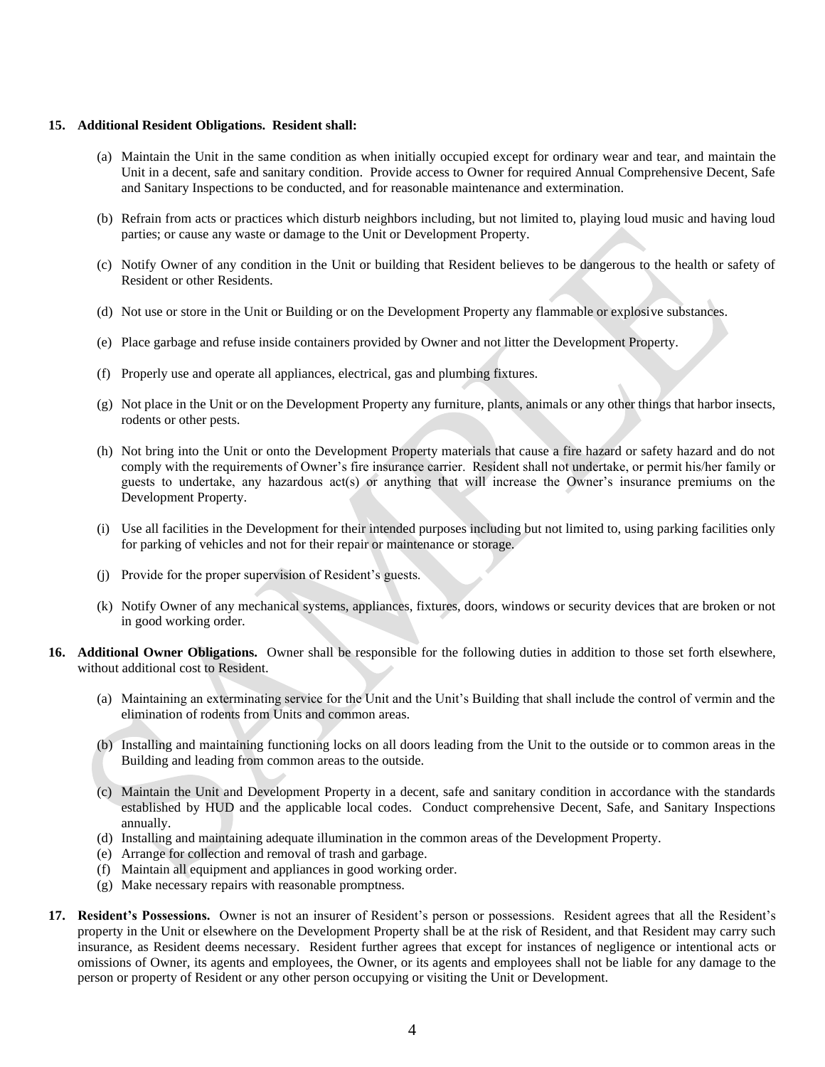**15. Additional Resident Obligations. Resident shall:**

(a) Maintain the Unit in the same condition as when initially occupied except for ordinary wear and tear, and maintain the Unit in a decent, safe and sanitary condition. Provide access to Owner for required Annual Comprehensive Decent, Safe and Sanitary Inspections to be conducted, and for reasonable maintenance and extermination.

(b) Refrain from acts or practices which disturb neighbors including, but not limited to, playing loud music and having loud parties; or cause any waste or damage to the Unit or Development Property.

(c) Notify Owner of any condition in the Unit or building that Resident believes to be dangerous to the health or safety of Resident or other Residents.

(d) Not use or store in the Unit or Building or on the Development Property any flammable or explosive substances.

(e) Place garbage and refuse inside containers provided by Owner and not litter the Development Property.

(f) Properly use and operate all appliances, electrical, gas and plumbing fixtures.

(g) Not place in the Unit or on the Development Property any furniture, plants, animals or any other things that harbor insects, rodents or other pests.

(h) Not bring into the Unit or onto the Development Property materials that cause a fire hazard or safety hazard and do not comply with the requirements of Owner's fire insurance carrier. Resident shall not undertake, or permit his/her family or guests to undertake, any hazardous act(s) or anything that will increase the Owner's insurance premiums on the Development Property.

(i) Use all facilities in the Development for their intended purposes including but not limited to, using parking facilities only for parking of vehicles and not for their repair or maintenance or storage.

(j) Provide for the proper supervision of Resident's guests.

(k) Notify Owner of any mechanical systems, appliances, fixtures, doors, windows or security devices that are broken or not in good working order.

**16. Additional Owner Obligations.** Owner shall be responsible for the following duties in addition to those set forth elsewhere, without additional cost to Resident.

(a) Maintaining an exterminating service for the Unit and the Unit's Building that shall include the control of vermin and the elimination of rodents from Units and common areas.

(b) Installing and maintaining functioning locks on all doors leading from the Unit to the outside or to common areas in the Building and leading from common areas to the outside.

(c) Maintain the Unit and Development Property in a decent, safe and sanitary condition in accordance with the standards established by HUD and the applicable local codes. Conduct comprehensive Decent, Safe, and Sanitary Inspections annually.

(d) Installing and maintaining adequate illumination in the common areas of the Development Property.

(e) Arrange for collection and removal of trash and garbage.

(f) Maintain all equipment and appliances in good working order.

(g) Make necessary repairs with reasonable promptness.

**17. Resident's Possessions.** Owner is not an insurer of Resident's person or possessions. Resident agrees that all the Resident's property in the Unit or elsewhere on the Development Property shall be at the risk of Resident, and that Resident may carry such insurance, as Resident deems necessary. Resident further agrees that except for instances of negligence or intentional acts or omissions of Owner, its agents and employees, the Owner, or its agents and employees shall not be liable for any damage to the person or property of Resident or any other person occupying or visiting the Unit or Development.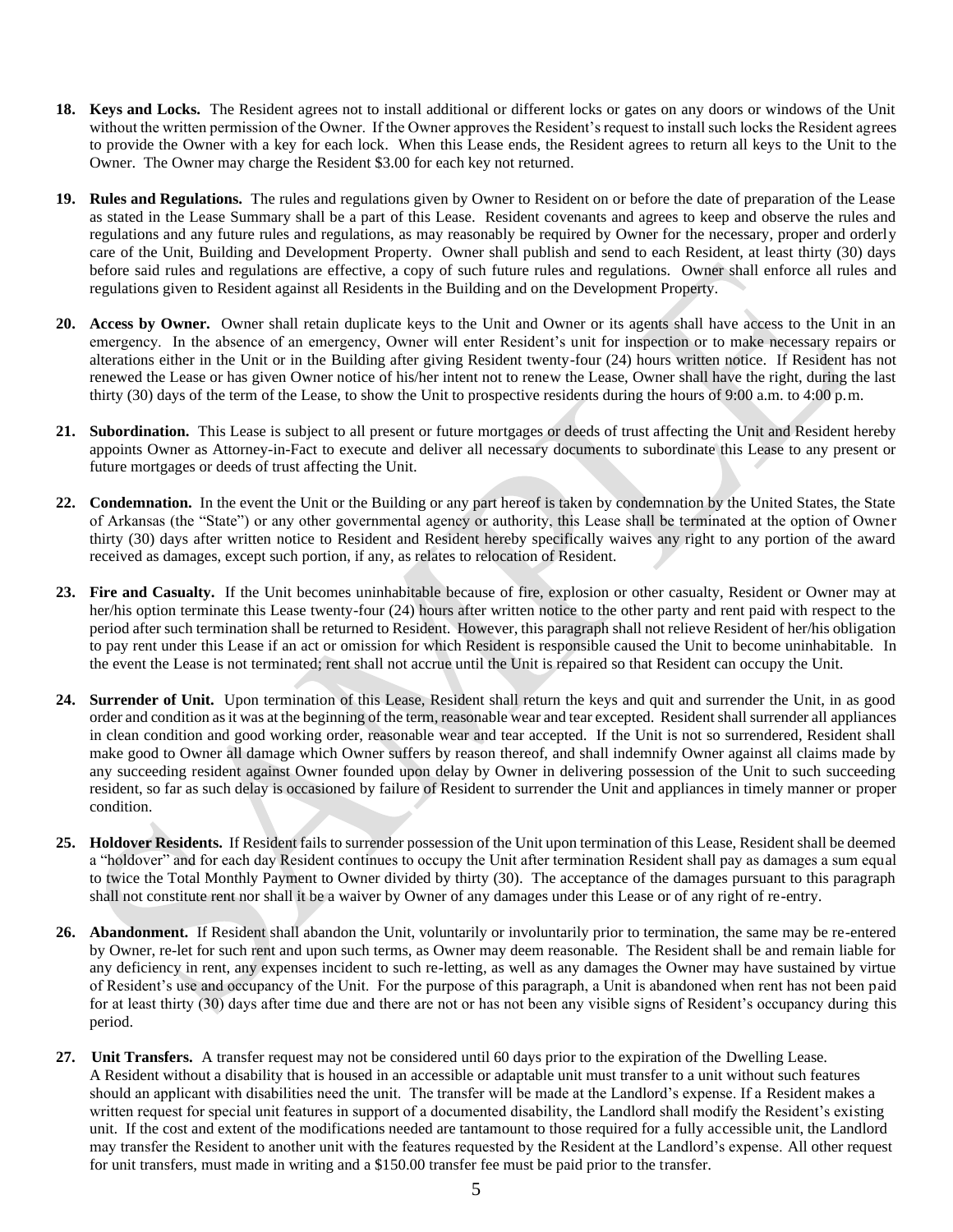18. **Keys and Locks.** The Resident agrees not to install additional or different locks or gates on any doors or windows of the Unit without the written permission of the Owner. If the Owner approves the Resident's request to install such locks the Resident agrees to provide the Owner with a key for each lock. When this Lease ends, the Resident agrees to return all keys to the Unit to the Owner. The Owner may charge the Resident $3.00 for each key not returned.

19. **Rules and Regulations.** The rules and regulations given by Owner to Resident on or before the date of preparation of the Lease as stated in the Lease Summary shall be a part of this Lease. Resident covenants and agrees to keep and observe the rules and regulations and any future rules and regulations, as may reasonably be required by Owner for the necessary, proper and orderly care of the Unit, Building and Development Property. Owner shall publish and send to each Resident, at least thirty (30) days before said rules and regulations are effective, a copy of such future rules and regulations. Owner shall enforce all rules and regulations given to Resident against all Residents in the Building and on the Development Property.

20. **Access by Owner.** Owner shall retain duplicate keys to the Unit and Owner or its agents shall have access to the Unit in an emergency. In the absence of an emergency, Owner will enter Resident's unit for inspection or to make necessary repairs or alterations either in the Unit or in the Building after giving Resident twenty-four (24) hours written notice. If Resident has not renewed the Lease or has given Owner notice of his/her intent not to renew the Lease, Owner shall have the right, during the last thirty (30) days of the term of the Lease, to show the Unit to prospective residents during the hours of 9:00 a.m. to 4:00 p.m.

21. **Subordination.** This Lease is subject to all present or future mortgages or deeds of trust affecting the Unit and Resident hereby appoints Owner as Attorney-in-Fact to execute and deliver all necessary documents to subordinate this Lease to any present or future mortgages or deeds of trust affecting the Unit.

22. **Condemnation.** In the event the Unit or the Building or any part hereof is taken by condemnation by the United States, the State of Arkansas (the "State") or any other governmental agency or authority, this Lease shall be terminated at the option of Owner thirty (30) days after written notice to Resident and Resident hereby specifically waives any right to any portion of the award received as damages, except such portion, if any, as relates to relocation of Resident.

23. **Fire and Casualty.** If the Unit becomes uninhabitable because of fire, explosion or other casualty, Resident or Owner may at her/his option terminate this Lease twenty-four (24) hours after written notice to the other party and rent paid with respect to the period after such termination shall be returned to Resident. However, this paragraph shall not relieve Resident of her/his obligation to pay rent under this Lease if an act or omission for which Resident is responsible caused the Unit to become uninhabitable. In the event the Lease is not terminated; rent shall not accrue until the Unit is repaired so that Resident can occupy the Unit.

24. **Surrender of Unit.** Upon termination of this Lease, Resident shall return the keys and quit and surrender the Unit, in as good order and condition as it was at the beginning of the term, reasonable wear and tear excepted. Resident shall surrender all appliances in clean condition and good working order, reasonable wear and tear accepted. If the Unit is not so surrendered, Resident shall make good to Owner all damage which Owner suffers by reason thereof, and shall indemnify Owner against all claims made by any succeeding resident against Owner founded upon delay by Owner in delivering possession of the Unit to such succeeding resident, so far as such delay is occasioned by failure of Resident to surrender the Unit and appliances in timely manner or proper condition.

25. **Holdover Residents.** If Resident fails to surrender possession of the Unit upon termination of this Lease, Resident shall be deemed a "holdover" and for each day Resident continues to occupy the Unit after termination Resident shall pay as damages a sum equal to twice the Total Monthly Payment to Owner divided by thirty (30). The acceptance of the damages pursuant to this paragraph shall not constitute rent nor shall it be a waiver by Owner of any damages under this Lease or of any right of re-entry.

26. **Abandonment.** If Resident shall abandon the Unit, voluntarily or involuntarily prior to termination, the same may be re-entered by Owner, re-let for such rent and upon such terms, as Owner may deem reasonable. The Resident shall be and remain liable for any deficiency in rent, any expenses incident to such re-letting, as well as any damages the Owner may have sustained by virtue of Resident's use and occupancy of the Unit. For the purpose of this paragraph, a Unit is abandoned when rent has not been paid for at least thirty (30) days after time due and there are not or has not been any visible signs of Resident's occupancy during this period.

27. **Unit Transfers.** A transfer request may not be considered until 60 days prior to the expiration of the Dwelling Lease. A Resident without a disability that is housed in an accessible or adaptable unit must transfer to a unit without such features should an applicant with disabilities need the unit. The transfer will be made at the Landlord's expense. If a Resident makes a written request for special unit features in support of a documented disability, the Landlord shall modify the Resident's existing unit. If the cost and extent of the modifications needed are tantamount to those required for a fully accessible unit, the Landlord may transfer the Resident to another unit with the features requested by the Resident at the Landlord's expense. All other request for unit transfers, must made in writing and a $150.00 transfer fee must be paid prior to the transfer.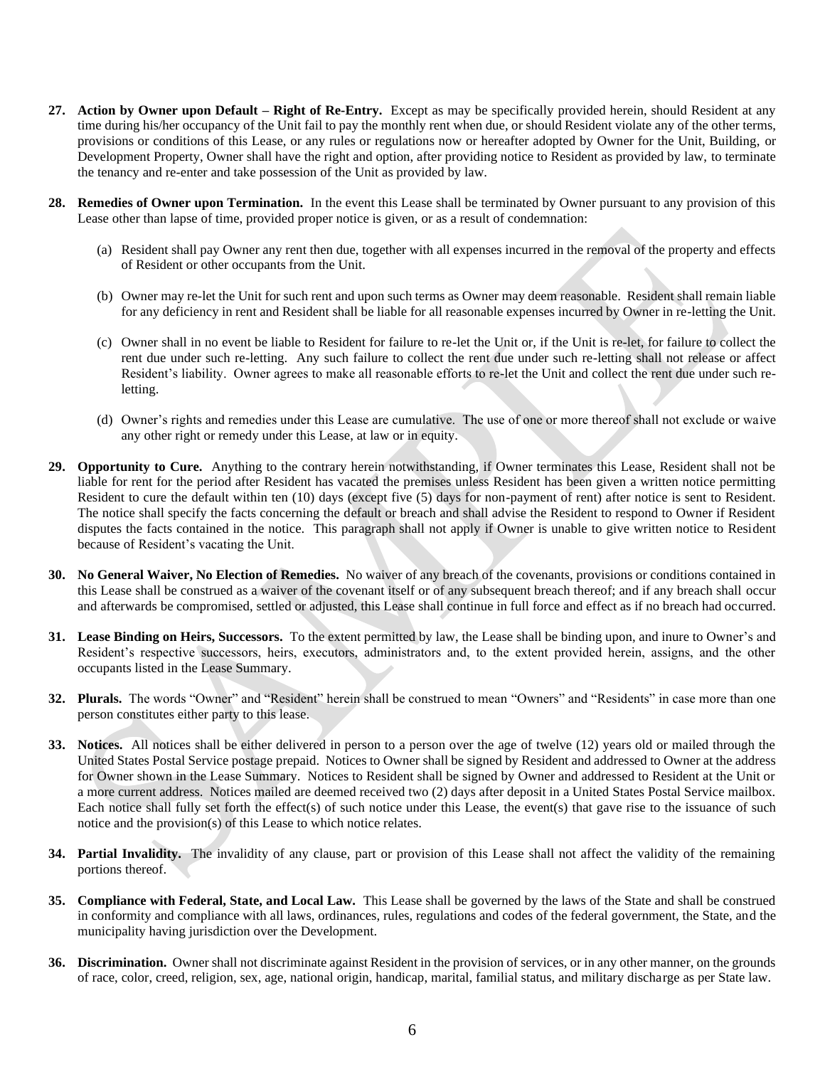**27. Action by Owner upon Default – Right of Re-Entry.** Except as may be specifically provided herein, should Resident at any time during his/her occupancy of the Unit fail to pay the monthly rent when due, or should Resident violate any of the other terms, provisions or conditions of this Lease, or any rules or regulations now or hereafter adopted by Owner for the Unit, Building, or Development Property, Owner shall have the right and option, after providing notice to Resident as provided by law, to terminate the tenancy and re-enter and take possession of the Unit as provided by law.

**28. Remedies of Owner upon Termination.** In the event this Lease shall be terminated by Owner pursuant to any provision of this Lease other than lapse of time, provided proper notice is given, or as a result of condemnation:

(a) Resident shall pay Owner any rent then due, together with all expenses incurred in the removal of the property and effects of Resident or other occupants from the Unit.

(b) Owner may re-let the Unit for such rent and upon such terms as Owner may deem reasonable. Resident shall remain liable for any deficiency in rent and Resident shall be liable for all reasonable expenses incurred by Owner in re-letting the Unit.

(c) Owner shall in no event be liable to Resident for failure to re-let the Unit or, if the Unit is re-let, for failure to collect the rent due under such re-letting. Any such failure to collect the rent due under such re-letting shall not release or affect Resident's liability. Owner agrees to make all reasonable efforts to re-let the Unit and collect the rent due under such re-letting.

(d) Owner's rights and remedies under this Lease are cumulative. The use of one or more thereof shall not exclude or waive any other right or remedy under this Lease, at law or in equity.

**29. Opportunity to Cure.** Anything to the contrary herein notwithstanding, if Owner terminates this Lease, Resident shall not be liable for rent for the period after Resident has vacated the premises unless Resident has been given a written notice permitting Resident to cure the default within ten (10) days (except five (5) days for non-payment of rent) after notice is sent to Resident. The notice shall specify the facts concerning the default or breach and shall advise the Resident to respond to Owner if Resident disputes the facts contained in the notice. This paragraph shall not apply if Owner is unable to give written notice to Resident because of Resident's vacating the Unit.

**30. No General Waiver, No Election of Remedies.** No waiver of any breach of the covenants, provisions or conditions contained in this Lease shall be construed as a waiver of the covenant itself or of any subsequent breach thereof; and if any breach shall occur and afterwards be compromised, settled or adjusted, this Lease shall continue in full force and effect as if no breach had occurred.

**31. Lease Binding on Heirs, Successors.** To the extent permitted by law, the Lease shall be binding upon, and inure to Owner's and Resident's respective successors, heirs, executors, administrators and, to the extent provided herein, assigns, and the other occupants listed in the Lease Summary.

**32. Plurals.** The words "Owner" and "Resident" herein shall be construed to mean "Owners" and "Residents" in case more than one person constitutes either party to this lease.

**33. Notices.** All notices shall be either delivered in person to a person over the age of twelve (12) years old or mailed through the United States Postal Service postage prepaid. Notices to Owner shall be signed by Resident and addressed to Owner at the address for Owner shown in the Lease Summary. Notices to Resident shall be signed by Owner and addressed to Resident at the Unit or a more current address. Notices mailed are deemed received two (2) days after deposit in a United States Postal Service mailbox. Each notice shall fully set forth the effect(s) of such notice under this Lease, the event(s) that gave rise to the issuance of such notice and the provision(s) of this Lease to which notice relates.

**34. Partial Invalidity.** The invalidity of any clause, part or provision of this Lease shall not affect the validity of the remaining portions thereof.

**35. Compliance with Federal, State, and Local Law.** This Lease shall be governed by the laws of the State and shall be construed in conformity and compliance with all laws, ordinances, rules, regulations and codes of the federal government, the State, and the municipality having jurisdiction over the Development.

**36. Discrimination.** Owner shall not discriminate against Resident in the provision of services, or in any other manner, on the grounds of race, color, creed, religion, sex, age, national origin, handicap, marital, familial status, and military discharge as per State law.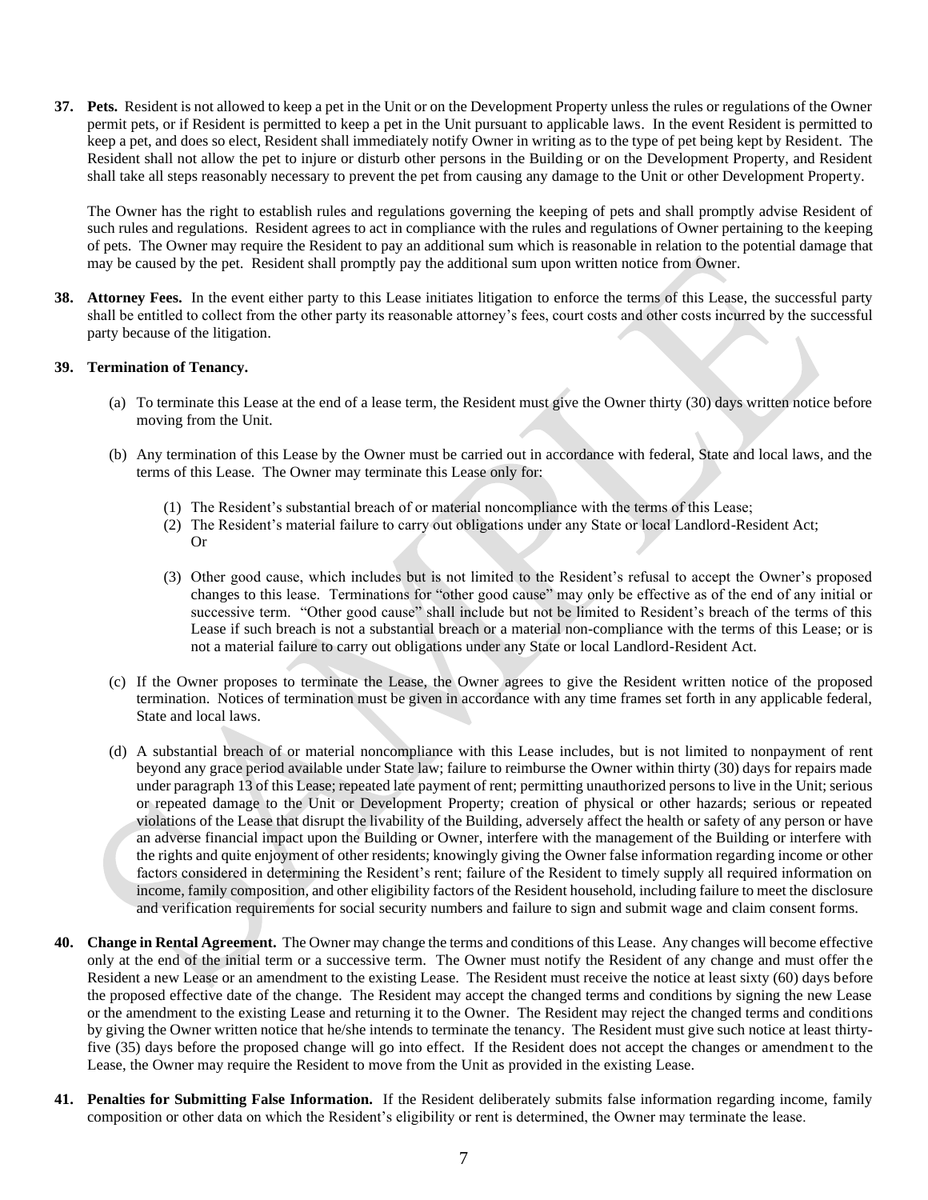**37. Pets.** Resident is not allowed to keep a pet in the Unit or on the Development Property unless the rules or regulations of the Owner permit pets, or if Resident is permitted to keep a pet in the Unit pursuant to applicable laws. In the event Resident is permitted to keep a pet, and does so elect, Resident shall immediately notify Owner in writing as to the type of pet being kept by Resident. The Resident shall not allow the pet to injure or disturb other persons in the Building or on the Development Property, and Resident shall take all steps reasonably necessary to prevent the pet from causing any damage to the Unit or other Development Property.

The Owner has the right to establish rules and regulations governing the keeping of pets and shall promptly advise Resident of such rules and regulations. Resident agrees to act in compliance with the rules and regulations of Owner pertaining to the keeping of pets. The Owner may require the Resident to pay an additional sum which is reasonable in relation to the potential damage that may be caused by the pet. Resident shall promptly pay the additional sum upon written notice from Owner.

**38. Attorney Fees.** In the event either party to this Lease initiates litigation to enforce the terms of this Lease, the successful party shall be entitled to collect from the other party its reasonable attorney's fees, court costs and other costs incurred by the successful party because of the litigation.

**39. Termination of Tenancy.**

(a) To terminate this Lease at the end of a lease term, the Resident must give the Owner thirty (30) days written notice before moving from the Unit.

(b) Any termination of this Lease by the Owner must be carried out in accordance with federal, State and local laws, and the terms of this Lease. The Owner may terminate this Lease only for:

(1) The Resident's substantial breach of or material noncompliance with the terms of this Lease;
(2) The Resident's material failure to carry out obligations under any State or local Landlord-Resident Act; Or

(3) Other good cause, which includes but is not limited to the Resident's refusal to accept the Owner's proposed changes to this lease. Terminations for "other good cause" may only be effective as of the end of any initial or successive term. "Other good cause" shall include but not be limited to Resident's breach of the terms of this Lease if such breach is not a substantial breach or a material non-compliance with the terms of this Lease; or is not a material failure to carry out obligations under any State or local Landlord-Resident Act.

(c) If the Owner proposes to terminate the Lease, the Owner agrees to give the Resident written notice of the proposed termination. Notices of termination must be given in accordance with any time frames set forth in any applicable federal, State and local laws.

(d) A substantial breach of or material noncompliance with this Lease includes, but is not limited to nonpayment of rent beyond any grace period available under State law; failure to reimburse the Owner within thirty (30) days for repairs made under paragraph 13 of this Lease; repeated late payment of rent; permitting unauthorized persons to live in the Unit; serious or repeated damage to the Unit or Development Property; creation of physical or other hazards; serious or repeated violations of the Lease that disrupt the livability of the Building, adversely affect the health or safety of any person or have an adverse financial impact upon the Building or Owner, interfere with the management of the Building or interfere with the rights and quite enjoyment of other residents; knowingly giving the Owner false information regarding income or other factors considered in determining the Resident's rent; failure of the Resident to timely supply all required information on income, family composition, and other eligibility factors of the Resident household, including failure to meet the disclosure and verification requirements for social security numbers and failure to sign and submit wage and claim consent forms.

**40. Change in Rental Agreement.** The Owner may change the terms and conditions of this Lease. Any changes will become effective only at the end of the initial term or a successive term. The Owner must notify the Resident of any change and must offer the Resident a new Lease or an amendment to the existing Lease. The Resident must receive the notice at least sixty (60) days before the proposed effective date of the change. The Resident may accept the changed terms and conditions by signing the new Lease or the amendment to the existing Lease and returning it to the Owner. The Resident may reject the changed terms and conditions by giving the Owner written notice that he/she intends to terminate the tenancy. The Resident must give such notice at least thirty-five (35) days before the proposed change will go into effect. If the Resident does not accept the changes or amendment to the Lease, the Owner may require the Resident to move from the Unit as provided in the existing Lease.

**41. Penalties for Submitting False Information.** If the Resident deliberately submits false information regarding income, family composition or other data on which the Resident's eligibility or rent is determined, the Owner may terminate the lease.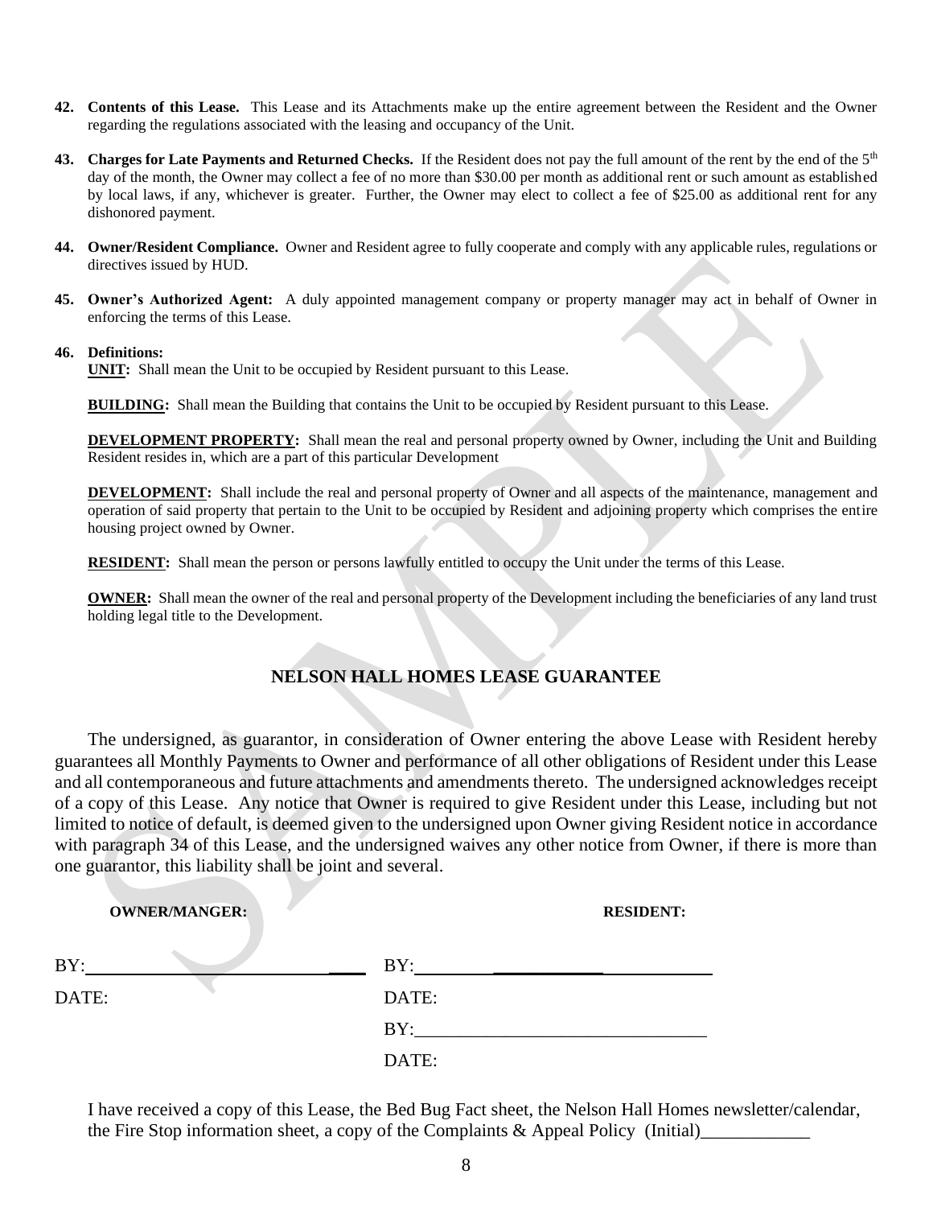**42. Contents of this Lease.** This Lease and its Attachments make up the entire agreement between the Resident and the Owner regarding the regulations associated with the leasing and occupancy of the Unit.

**43. Charges for Late Payments and Returned Checks.** If the Resident does not pay the full amount of the rent by the end of the 5th day of the month, the Owner may collect a fee of no more than $30.00 per month as additional rent or such amount as established by local laws, if any, whichever is greater. Further, the Owner may elect to collect a fee of $25.00 as additional rent for any dishonored payment.

**44. Owner/Resident Compliance.** Owner and Resident agree to fully cooperate and comply with any applicable rules, regulations or directives issued by HUD.

**45. Owner's Authorized Agent:** A duly appointed management company or property manager may act in behalf of Owner in enforcing the terms of this Lease.

**46. Definitions:**

**UNIT:** Shall mean the Unit to be occupied by Resident pursuant to this Lease.

**BUILDING:** Shall mean the Building that contains the Unit to be occupied by Resident pursuant to this Lease.

**DEVELOPMENT PROPERTY:** Shall mean the real and personal property owned by Owner, including the Unit and Building Resident resides in, which are a part of this particular Development

**DEVELOPMENT:** Shall include the real and personal property of Owner and all aspects of the maintenance, management and operation of said property that pertain to the Unit to be occupied by Resident and adjoining property which comprises the entire housing project owned by Owner.

**RESIDENT:** Shall mean the person or persons lawfully entitled to occupy the Unit under the terms of this Lease.

**OWNER:** Shall mean the owner of the real and personal property of the Development including the beneficiaries of any land trust holding legal title to the Development.

## NELSON HALL HOMES LEASE GUARANTEE

The undersigned, as guarantor, in consideration of Owner entering the above Lease with Resident hereby guarantees all Monthly Payments to Owner and performance of all other obligations of Resident under this Lease and all contemporaneous and future attachments and amendments thereto. The undersigned acknowledges receipt of a copy of this Lease. Any notice that Owner is required to give Resident under this Lease, including but not limited to notice of default, is deemed given to the undersigned upon Owner giving Resident notice in accordance with paragraph 34 of this Lease, and the undersigned waives any other notice from Owner, if there is more than one guarantor, this liability shall be joint and several.

| **OWNER/MANGER:** | **RESIDENT:** |
|---|---|
| BY:________________________ | BY:________________________ |
| DATE: | DATE: |
| | BY:________________________ |
| | DATE: |

I have received a copy of this Lease, the Bed Bug Fact sheet, the Nelson Hall Homes newsletter/calendar, the Fire Stop information sheet, a copy of the Complaints & Appeal Policy (Initial)____________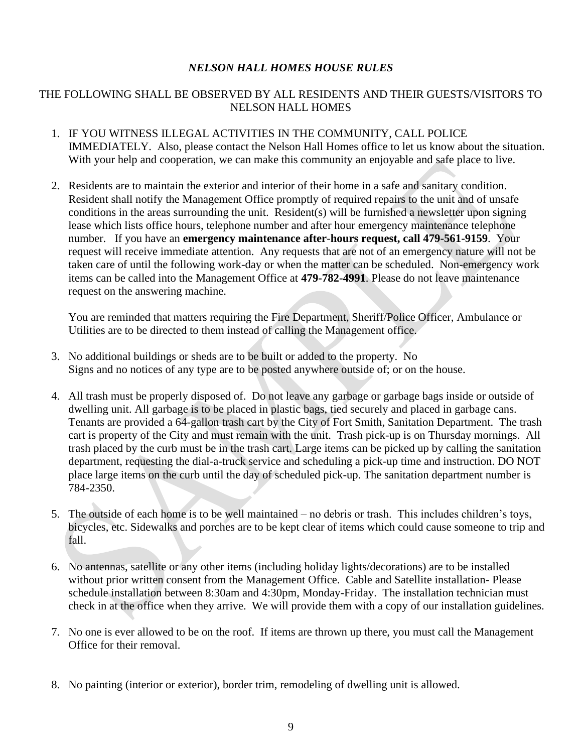# *NELSON HALL HOMES HOUSE RULES*

THE FOLLOWING SHALL BE OBSERVED BY ALL RESIDENTS AND THEIR GUESTS/VISITORS TO NELSON HALL HOMES

1. IF YOU WITNESS ILLEGAL ACTIVITIES IN THE COMMUNITY, CALL POLICE IMMEDIATELY. Also, please contact the Nelson Hall Homes office to let us know about the situation. With your help and cooperation, we can make this community an enjoyable and safe place to live.

2. Residents are to maintain the exterior and interior of their home in a safe and sanitary condition. Resident shall notify the Management Office promptly of required repairs to the unit and of unsafe conditions in the areas surrounding the unit. Resident(s) will be furnished a newsletter upon signing lease which lists office hours, telephone number and after hour emergency maintenance telephone number. If you have an **emergency maintenance after-hours request, call 479-561-9159**. Your request will receive immediate attention. Any requests that are not of an emergency nature will not be taken care of until the following work-day or when the matter can be scheduled. Non-emergency work items can be called into the Management Office at **479-782-4991**. Please do not leave maintenance request on the answering machine.

   You are reminded that matters requiring the Fire Department, Sheriff/Police Officer, Ambulance or Utilities are to be directed to them instead of calling the Management office.

3. No additional buildings or sheds are to be built or added to the property. No Signs and no notices of any type are to be posted anywhere outside of; or on the house.

4. All trash must be properly disposed of. Do not leave any garbage or garbage bags inside or outside of dwelling unit. All garbage is to be placed in plastic bags, tied securely and placed in garbage cans. Tenants are provided a 64-gallon trash cart by the City of Fort Smith, Sanitation Department. The trash cart is property of the City and must remain with the unit. Trash pick-up is on Thursday mornings. All trash placed by the curb must be in the trash cart. Large items can be picked up by calling the sanitation department, requesting the dial-a-truck service and scheduling a pick-up time and instruction. DO NOT place large items on the curb until the day of scheduled pick-up. The sanitation department number is 784-2350.

5. The outside of each home is to be well maintained – no debris or trash. This includes children's toys, bicycles, etc. Sidewalks and porches are to be kept clear of items which could cause someone to trip and fall.

6. No antennas, satellite or any other items (including holiday lights/decorations) are to be installed without prior written consent from the Management Office. Cable and Satellite installation- Please schedule installation between 8:30am and 4:30pm, Monday-Friday. The installation technician must check in at the office when they arrive. We will provide them with a copy of our installation guidelines.

7. No one is ever allowed to be on the roof. If items are thrown up there, you must call the Management Office for their removal.

8. No painting (interior or exterior), border trim, remodeling of dwelling unit is allowed.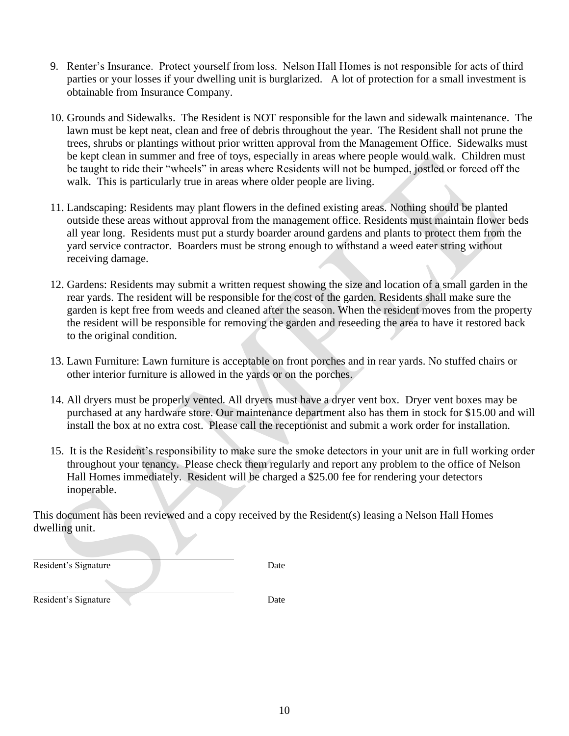9. Renter's Insurance. Protect yourself from loss. Nelson Hall Homes is not responsible for acts of third parties or your losses if your dwelling unit is burglarized. A lot of protection for a small investment is obtainable from Insurance Company.

10. Grounds and Sidewalks. The Resident is NOT responsible for the lawn and sidewalk maintenance. The lawn must be kept neat, clean and free of debris throughout the year. The Resident shall not prune the trees, shrubs or plantings without prior written approval from the Management Office. Sidewalks must be kept clean in summer and free of toys, especially in areas where people would walk. Children must be taught to ride their "wheels" in areas where Residents will not be bumped, jostled or forced off the walk. This is particularly true in areas where older people are living.

11. Landscaping: Residents may plant flowers in the defined existing areas. Nothing should be planted outside these areas without approval from the management office. Residents must maintain flower beds all year long. Residents must put a sturdy boarder around gardens and plants to protect them from the yard service contractor. Boarders must be strong enough to withstand a weed eater string without receiving damage.

12. Gardens: Residents may submit a written request showing the size and location of a small garden in the rear yards. The resident will be responsible for the cost of the garden. Residents shall make sure the garden is kept free from weeds and cleaned after the season. When the resident moves from the property the resident will be responsible for removing the garden and reseeding the area to have it restored back to the original condition.

13. Lawn Furniture: Lawn furniture is acceptable on front porches and in rear yards. No stuffed chairs or other interior furniture is allowed in the yards or on the porches.

14. All dryers must be properly vented. All dryers must have a dryer vent box. Dryer vent boxes may be purchased at any hardware store. Our maintenance department also has them in stock for $15.00 and will install the box at no extra cost. Please call the receptionist and submit a work order for installation.

15. It is the Resident's responsibility to make sure the smoke detectors in your unit are in full working order throughout your tenancy. Please check them regularly and report any problem to the office of Nelson Hall Homes immediately. Resident will be charged a $25.00 fee for rendering your detectors inoperable.

This document has been reviewed and a copy received by the Resident(s) leasing a Nelson Hall Homes dwelling unit.

\_\_\_\_\_\_\_\_\_\_\_\_\_\_\_\_\_\_\_\_\_\_\_\_\_\_\_\_\_\_\_\_\_\_\_\_\_\_\_\_

Resident's Signature Date

\_\_\_\_\_\_\_\_\_\_\_\_\_\_\_\_\_\_\_\_\_\_\_\_\_\_\_\_\_\_\_\_\_\_\_\_\_\_\_\_

Resident's Signature Date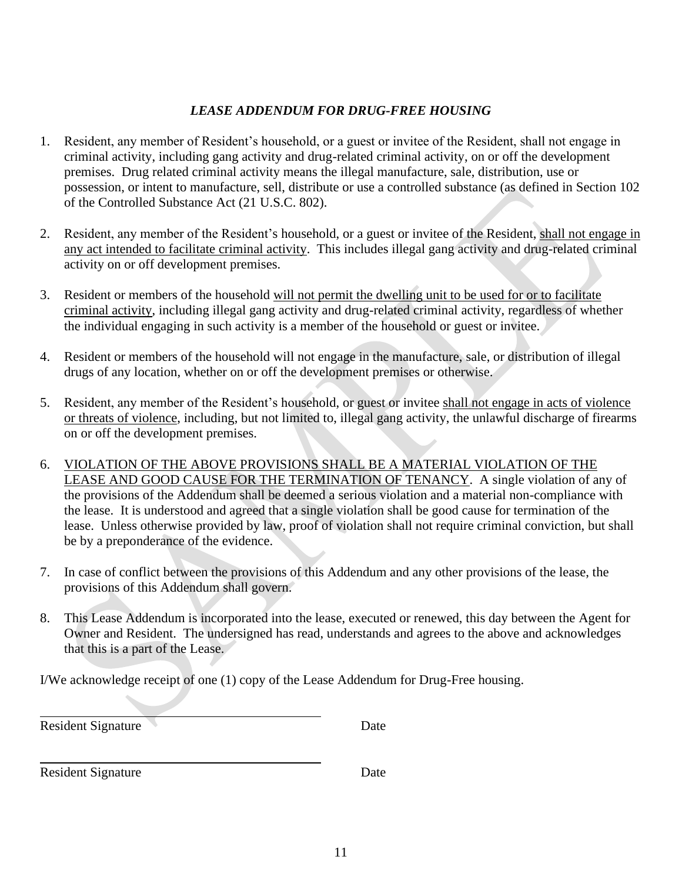### *LEASE ADDENDUM FOR DRUG-FREE HOUSING*

1. Resident, any member of Resident's household, or a guest or invitee of the Resident, shall not engage in criminal activity, including gang activity and drug-related criminal activity, on or off the development premises. Drug related criminal activity means the illegal manufacture, sale, distribution, use or possession, or intent to manufacture, sell, distribute or use a controlled substance (as defined in Section 102 of the Controlled Substance Act (21 U.S.C. 802).

2. Resident, any member of the Resident's household, or a guest or invitee of the Resident, shall not engage in any act intended to facilitate criminal activity. This includes illegal gang activity and drug-related criminal activity on or off development premises.

3. Resident or members of the household will not permit the dwelling unit to be used for or to facilitate criminal activity, including illegal gang activity and drug-related criminal activity, regardless of whether the individual engaging in such activity is a member of the household or guest or invitee.

4. Resident or members of the household will not engage in the manufacture, sale, or distribution of illegal drugs of any location, whether on or off the development premises or otherwise.

5. Resident, any member of the Resident's household, or guest or invitee shall not engage in acts of violence or threats of violence, including, but not limited to, illegal gang activity, the unlawful discharge of firearms on or off the development premises.

6. VIOLATION OF THE ABOVE PROVISIONS SHALL BE A MATERIAL VIOLATION OF THE LEASE AND GOOD CAUSE FOR THE TERMINATION OF TENANCY. A single violation of any of the provisions of the Addendum shall be deemed a serious violation and a material non-compliance with the lease. It is understood and agreed that a single violation shall be good cause for termination of the lease. Unless otherwise provided by law, proof of violation shall not require criminal conviction, but shall be by a preponderance of the evidence.

7. In case of conflict between the provisions of this Addendum and any other provisions of the lease, the provisions of this Addendum shall govern.

8. This Lease Addendum is incorporated into the lease, executed or renewed, this day between the Agent for Owner and Resident. The undersigned has read, understands and agrees to the above and acknowledges that this is a part of the Lease.

I/We acknowledge receipt of one (1) copy of the Lease Addendum for Drug-Free housing.

______________________________________

Resident Signature Date

______________________________________

Resident Signature Date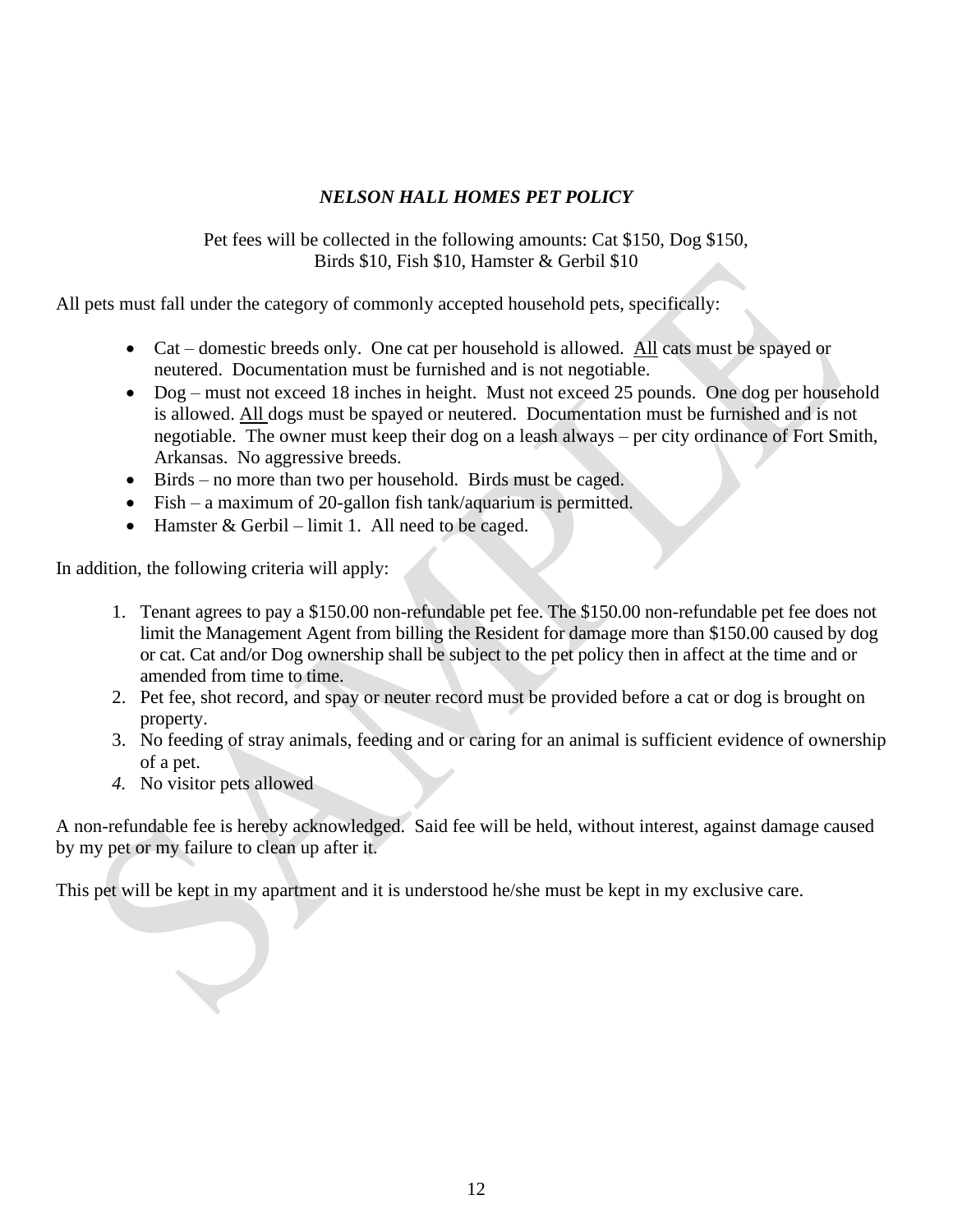## *NELSON HALL HOMES PET POLICY*

Pet fees will be collected in the following amounts: Cat $150, Dog $150, Birds $10, Fish $10, Hamster & Gerbil $10

All pets must fall under the category of commonly accepted household pets, specifically:

- Cat – domestic breeds only. One cat per household is allowed. <u>All</u> cats must be spayed or neutered. Documentation must be furnished and is not negotiable.
- Dog – must not exceed 18 inches in height. Must not exceed 25 pounds. One dog per household is allowed. <u>All</u> dogs must be spayed or neutered. Documentation must be furnished and is not negotiable. The owner must keep their dog on a leash always – per city ordinance of Fort Smith, Arkansas. No aggressive breeds.
- Birds – no more than two per household. Birds must be caged.
- Fish – a maximum of 20-gallon fish tank/aquarium is permitted.
- Hamster & Gerbil – limit 1. All need to be caged.

In addition, the following criteria will apply:

1. Tenant agrees to pay a $150.00 non-refundable pet fee. The $150.00 non-refundable pet fee does not limit the Management Agent from billing the Resident for damage more than $150.00 caused by dog or cat. Cat and/or Dog ownership shall be subject to the pet policy then in affect at the time and or amended from time to time.
2. Pet fee, shot record, and spay or neuter record must be provided before a cat or dog is brought on property.
3. No feeding of stray animals, feeding and or caring for an animal is sufficient evidence of ownership of a pet.
4. No visitor pets allowed

A non-refundable fee is hereby acknowledged. Said fee will be held, without interest, against damage caused by my pet or my failure to clean up after it.

This pet will be kept in my apartment and it is understood he/she must be kept in my exclusive care.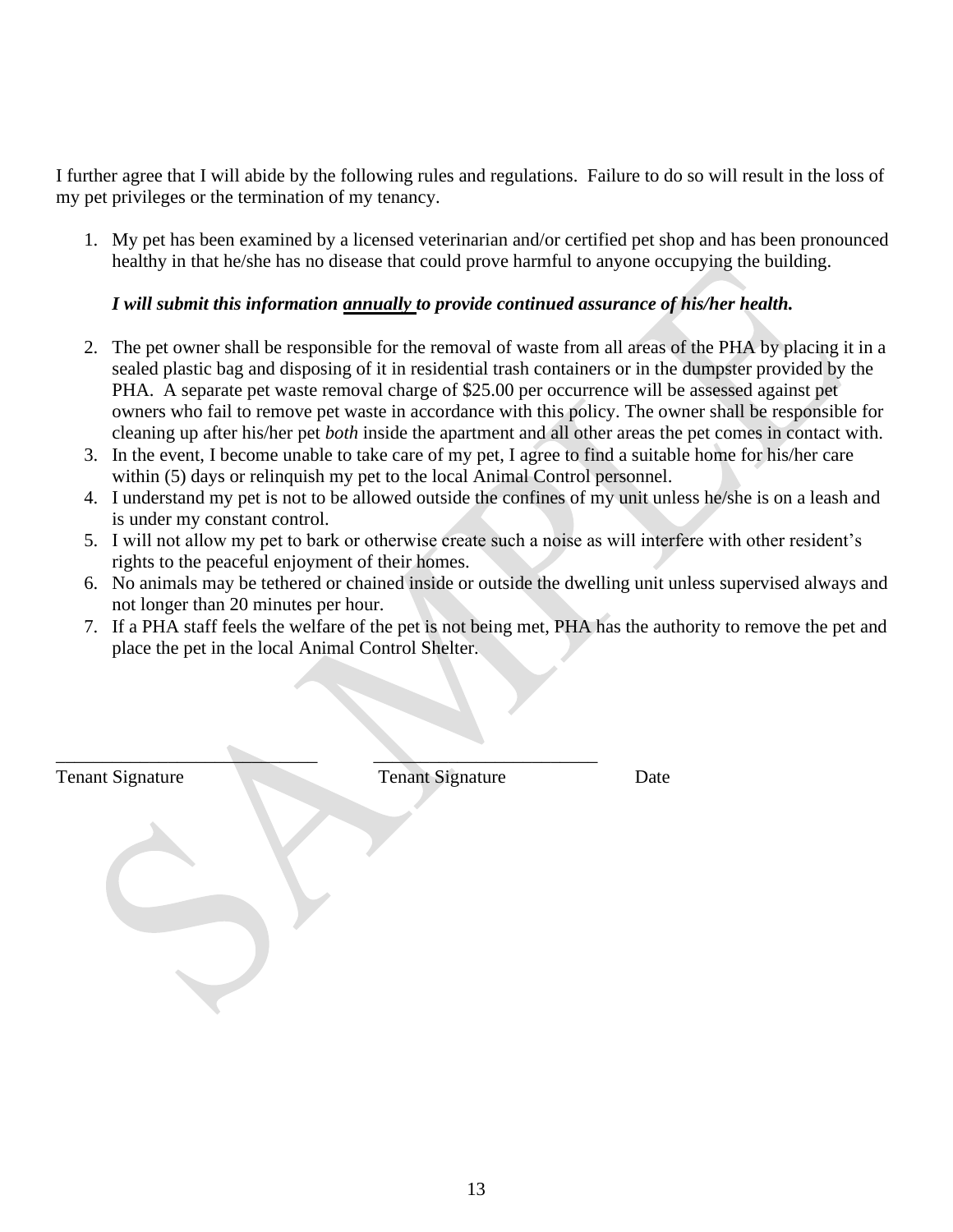I further agree that I will abide by the following rules and regulations. Failure to do so will result in the loss of my pet privileges or the termination of my tenancy.

1. My pet has been examined by a licensed veterinarian and/or certified pet shop and has been pronounced healthy in that he/she has no disease that could prove harmful to anyone occupying the building.

   ***I will submit this information annually to provide continued assurance of his/her health.***

2. The pet owner shall be responsible for the removal of waste from all areas of the PHA by placing it in a sealed plastic bag and disposing of it in residential trash containers or in the dumpster provided by the PHA. A separate pet waste removal charge of $25.00 per occurrence will be assessed against pet owners who fail to remove pet waste in accordance with this policy. The owner shall be responsible for cleaning up after his/her pet *both* inside the apartment and all other areas the pet comes in contact with.
3. In the event, I become unable to take care of my pet, I agree to find a suitable home for his/her care within (5) days or relinquish my pet to the local Animal Control personnel.
4. I understand my pet is not to be allowed outside the confines of my unit unless he/she is on a leash and is under my constant control.
5. I will not allow my pet to bark or otherwise create such a noise as will interfere with other resident's rights to the peaceful enjoyment of their homes.
6. No animals may be tethered or chained inside or outside the dwelling unit unless supervised always and not longer than 20 minutes per hour.
7. If a PHA staff feels the welfare of the pet is not being met, PHA has the authority to remove the pet and place the pet in the local Animal Control Shelter.

_____________________________ _________________________

Tenant Signature Tenant Signature Date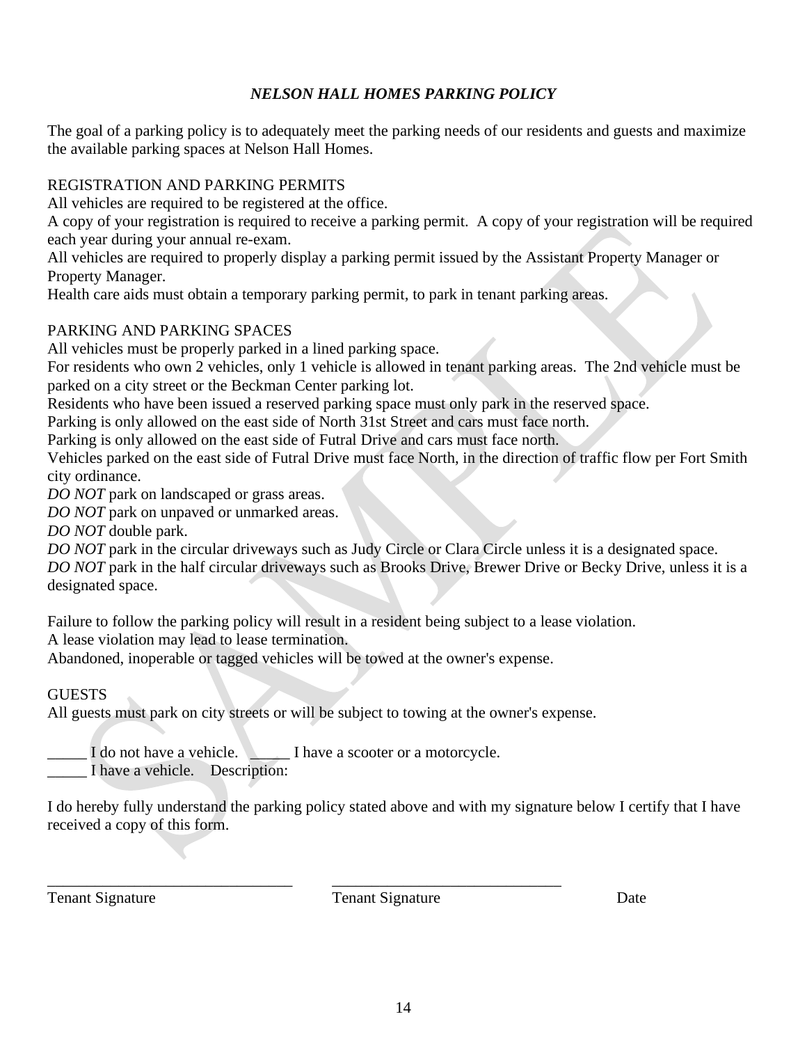# *NELSON HALL HOMES PARKING POLICY*

The goal of a parking policy is to adequately meet the parking needs of our residents and guests and maximize the available parking spaces at Nelson Hall Homes.

REGISTRATION AND PARKING PERMITS

All vehicles are required to be registered at the office.

A copy of your registration is required to receive a parking permit. A copy of your registration will be required each year during your annual re-exam.

All vehicles are required to properly display a parking permit issued by the Assistant Property Manager or Property Manager.

Health care aids must obtain a temporary parking permit, to park in tenant parking areas.

PARKING AND PARKING SPACES

All vehicles must be properly parked in a lined parking space.

For residents who own 2 vehicles, only 1 vehicle is allowed in tenant parking areas. The 2nd vehicle must be parked on a city street or the Beckman Center parking lot.

Residents who have been issued a reserved parking space must only park in the reserved space.

Parking is only allowed on the east side of North 31st Street and cars must face north.

Parking is only allowed on the east side of Futral Drive and cars must face north.

Vehicles parked on the east side of Futral Drive must face North, in the direction of traffic flow per Fort Smith city ordinance.

*DO NOT* park on landscaped or grass areas.

*DO NOT* park on unpaved or unmarked areas.

*DO NOT* double park.

*DO NOT* park in the circular driveways such as Judy Circle or Clara Circle unless it is a designated space.

*DO NOT* park in the half circular driveways such as Brooks Drive, Brewer Drive or Becky Drive, unless it is a designated space.

Failure to follow the parking policy will result in a resident being subject to a lease violation.

A lease violation may lead to lease termination.

Abandoned, inoperable or tagged vehicles will be towed at the owner's expense.

GUESTS

All guests must park on city streets or will be subject to towing at the owner's expense.

_____ I do not have a vehicle. _____ I have a scooter or a motorcycle.

_____ I have a vehicle. Description:

I do hereby fully understand the parking policy stated above and with my signature below I certify that I have received a copy of this form.

_______________________________ _____________________________

Tenant Signature Tenant Signature Date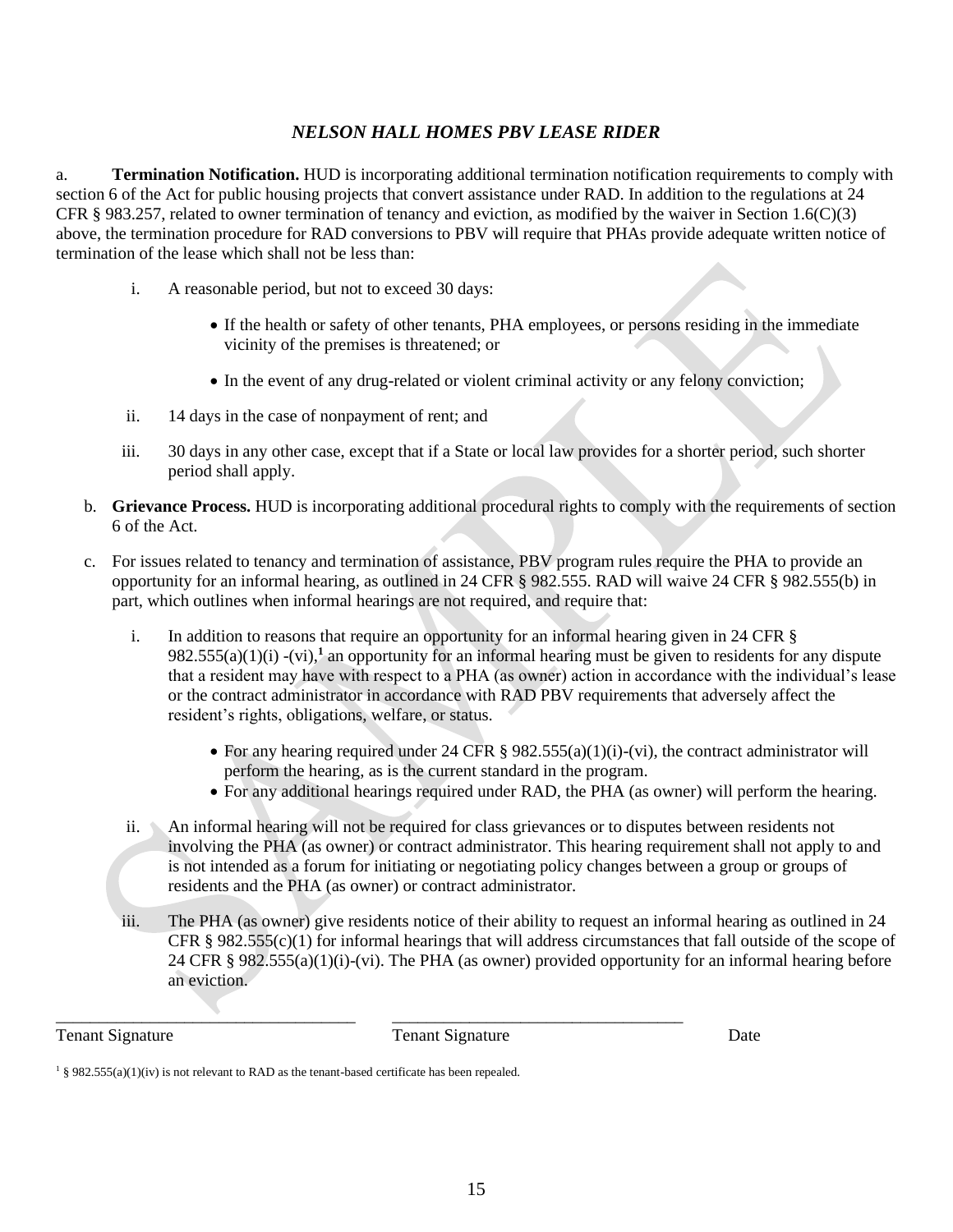## *NELSON HALL HOMES PBV LEASE RIDER*

a. **Termination Notification.** HUD is incorporating additional termination notification requirements to comply with section 6 of the Act for public housing projects that convert assistance under RAD. In addition to the regulations at 24 CFR § 983.257, related to owner termination of tenancy and eviction, as modified by the waiver in Section 1.6(C)(3) above, the termination procedure for RAD conversions to PBV will require that PHAs provide adequate written notice of termination of the lease which shall not be less than:

   i. A reasonable period, but not to exceed 30 days:

      - If the health or safety of other tenants, PHA employees, or persons residing in the immediate vicinity of the premises is threatened; or

      - In the event of any drug-related or violent criminal activity or any felony conviction;

   ii. 14 days in the case of nonpayment of rent; and

   iii. 30 days in any other case, except that if a State or local law provides for a shorter period, such shorter period shall apply.

b. **Grievance Process.** HUD is incorporating additional procedural rights to comply with the requirements of section 6 of the Act.

c. For issues related to tenancy and termination of assistance, PBV program rules require the PHA to provide an opportunity for an informal hearing, as outlined in 24 CFR § 982.555. RAD will waive 24 CFR § 982.555(b) in part, which outlines when informal hearings are not required, and require that:

   i. In addition to reasons that require an opportunity for an informal hearing given in 24 CFR § 982.555(a)(1)(i) -(vi),[1] an opportunity for an informal hearing must be given to residents for any dispute that a resident may have with respect to a PHA (as owner) action in accordance with the individual's lease or the contract administrator in accordance with RAD PBV requirements that adversely affect the resident's rights, obligations, welfare, or status.

      - For any hearing required under 24 CFR § 982.555(a)(1)(i)-(vi), the contract administrator will perform the hearing, as is the current standard in the program.
      - For any additional hearings required under RAD, the PHA (as owner) will perform the hearing.

   ii. An informal hearing will not be required for class grievances or to disputes between residents not involving the PHA (as owner) or contract administrator. This hearing requirement shall not apply to and is not intended as a forum for initiating or negotiating policy changes between a group or groups of residents and the PHA (as owner) or contract administrator.

   iii. The PHA (as owner) give residents notice of their ability to request an informal hearing as outlined in 24 CFR § 982.555(c)(1) for informal hearings that will address circumstances that fall outside of the scope of 24 CFR § 982.555(a)(1)(i)-(vi). The PHA (as owner) provided opportunity for an informal hearing before an eviction.

\_\_\_\_\_\_\_\_\_\_\_\_\_\_\_\_\_\_\_\_\_\_\_\_\_\_\_\_\_\_\_\_\_\_\_\_ &nbsp;&nbsp;&nbsp;&nbsp; \_\_\_\_\_\_\_\_\_\_\_\_\_\_\_\_\_\_\_\_\_\_\_\_\_\_\_\_\_\_\_\_\_\_\_\_

Tenant Signature &nbsp;&nbsp;&nbsp;&nbsp; Tenant Signature &nbsp;&nbsp;&nbsp;&nbsp; Date

[1] § 982.555(a)(1)(iv) is not relevant to RAD as the tenant-based certificate has been repealed.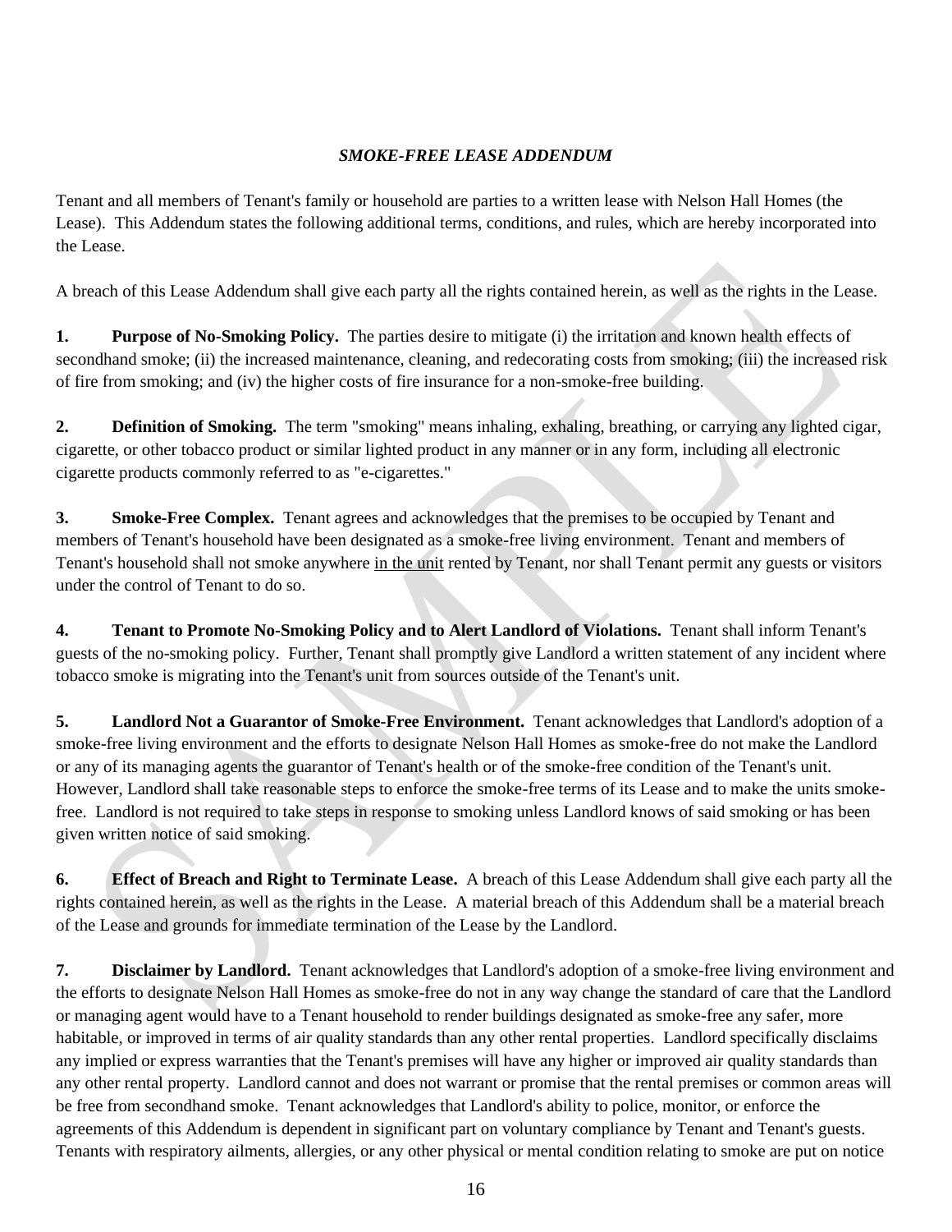***SMOKE-FREE LEASE ADDENDUM***

Tenant and all members of Tenant's family or household are parties to a written lease with Nelson Hall Homes (the Lease). This Addendum states the following additional terms, conditions, and rules, which are hereby incorporated into the Lease.

A breach of this Lease Addendum shall give each party all the rights contained herein, as well as the rights in the Lease.

**1. Purpose of No-Smoking Policy.** The parties desire to mitigate (i) the irritation and known health effects of secondhand smoke; (ii) the increased maintenance, cleaning, and redecorating costs from smoking; (iii) the increased risk of fire from smoking; and (iv) the higher costs of fire insurance for a non-smoke-free building.

**2. Definition of Smoking.** The term "smoking" means inhaling, exhaling, breathing, or carrying any lighted cigar, cigarette, or other tobacco product or similar lighted product in any manner or in any form, including all electronic cigarette products commonly referred to as "e-cigarettes."

**3. Smoke-Free Complex.** Tenant agrees and acknowledges that the premises to be occupied by Tenant and members of Tenant's household have been designated as a smoke-free living environment. Tenant and members of Tenant's household shall not smoke anywhere <u>in the unit</u> rented by Tenant, nor shall Tenant permit any guests or visitors under the control of Tenant to do so.

**4. Tenant to Promote No-Smoking Policy and to Alert Landlord of Violations.** Tenant shall inform Tenant's guests of the no-smoking policy. Further, Tenant shall promptly give Landlord a written statement of any incident where tobacco smoke is migrating into the Tenant's unit from sources outside of the Tenant's unit.

**5. Landlord Not a Guarantor of Smoke-Free Environment.** Tenant acknowledges that Landlord's adoption of a smoke-free living environment and the efforts to designate Nelson Hall Homes as smoke-free do not make the Landlord or any of its managing agents the guarantor of Tenant's health or of the smoke-free condition of the Tenant's unit. However, Landlord shall take reasonable steps to enforce the smoke-free terms of its Lease and to make the units smoke-free. Landlord is not required to take steps in response to smoking unless Landlord knows of said smoking or has been given written notice of said smoking.

**6. Effect of Breach and Right to Terminate Lease.** A breach of this Lease Addendum shall give each party all the rights contained herein, as well as the rights in the Lease. A material breach of this Addendum shall be a material breach of the Lease and grounds for immediate termination of the Lease by the Landlord.

**7. Disclaimer by Landlord.** Tenant acknowledges that Landlord's adoption of a smoke-free living environment and the efforts to designate Nelson Hall Homes as smoke-free do not in any way change the standard of care that the Landlord or managing agent would have to a Tenant household to render buildings designated as smoke-free any safer, more habitable, or improved in terms of air quality standards than any other rental properties. Landlord specifically disclaims any implied or express warranties that the Tenant's premises will have any higher or improved air quality standards than any other rental property. Landlord cannot and does not warrant or promise that the rental premises or common areas will be free from secondhand smoke. Tenant acknowledges that Landlord's ability to police, monitor, or enforce the agreements of this Addendum is dependent in significant part on voluntary compliance by Tenant and Tenant's guests. Tenants with respiratory ailments, allergies, or any other physical or mental condition relating to smoke are put on notice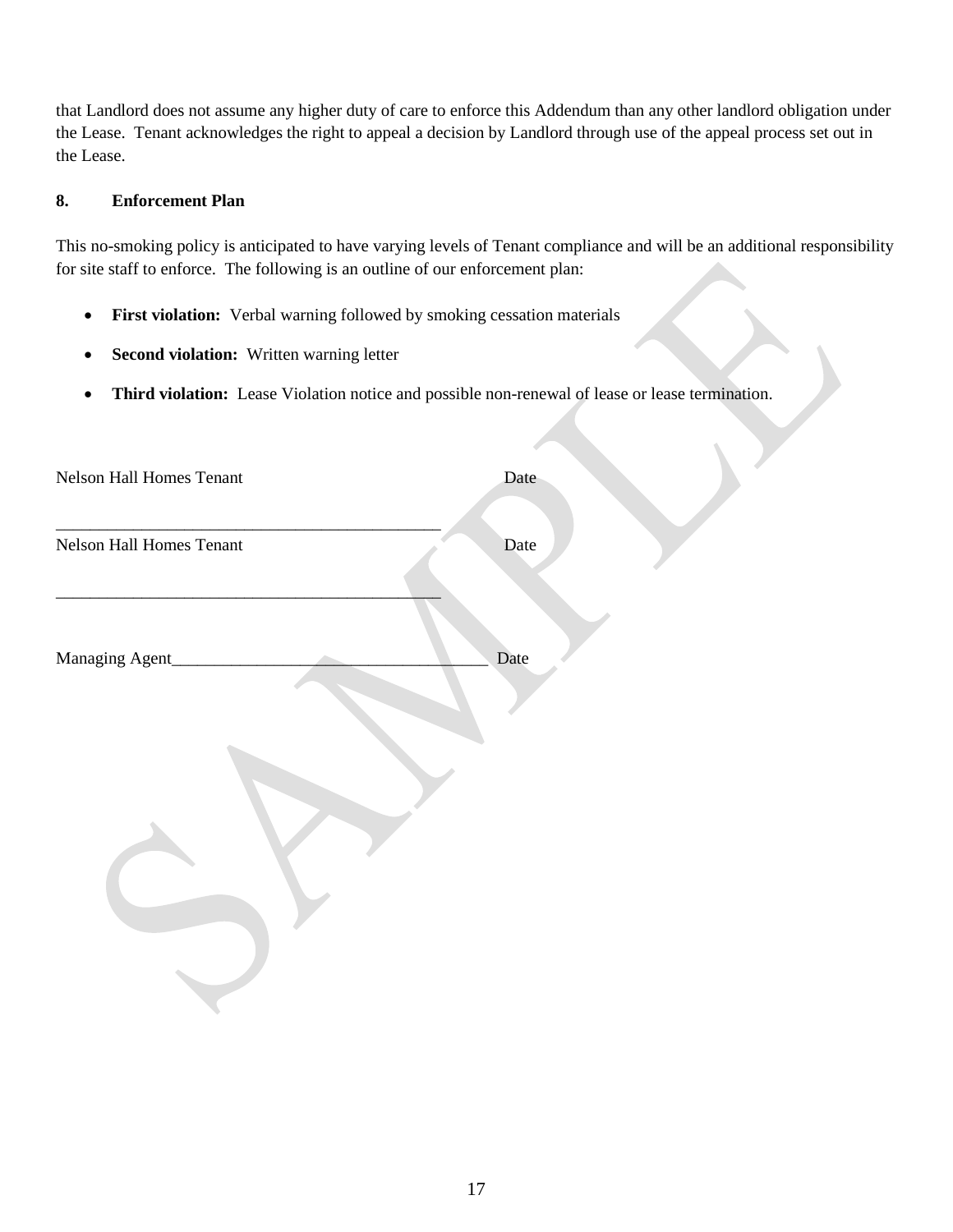that Landlord does not assume any higher duty of care to enforce this Addendum than any other landlord obligation under the Lease. Tenant acknowledges the right to appeal a decision by Landlord through use of the appeal process set out in the Lease.

**8. Enforcement Plan**

This no-smoking policy is anticipated to have varying levels of Tenant compliance and will be an additional responsibility for site staff to enforce. The following is an outline of our enforcement plan:

- **First violation:** Verbal warning followed by smoking cessation materials
- **Second violation:** Written warning letter
- **Third violation:** Lease Violation notice and possible non-renewal of lease or lease termination.

Nelson Hall Homes Tenant Date

_______________________________________________

Nelson Hall Homes Tenant Date

_______________________________________________

Managing Agent_____________________________________ Date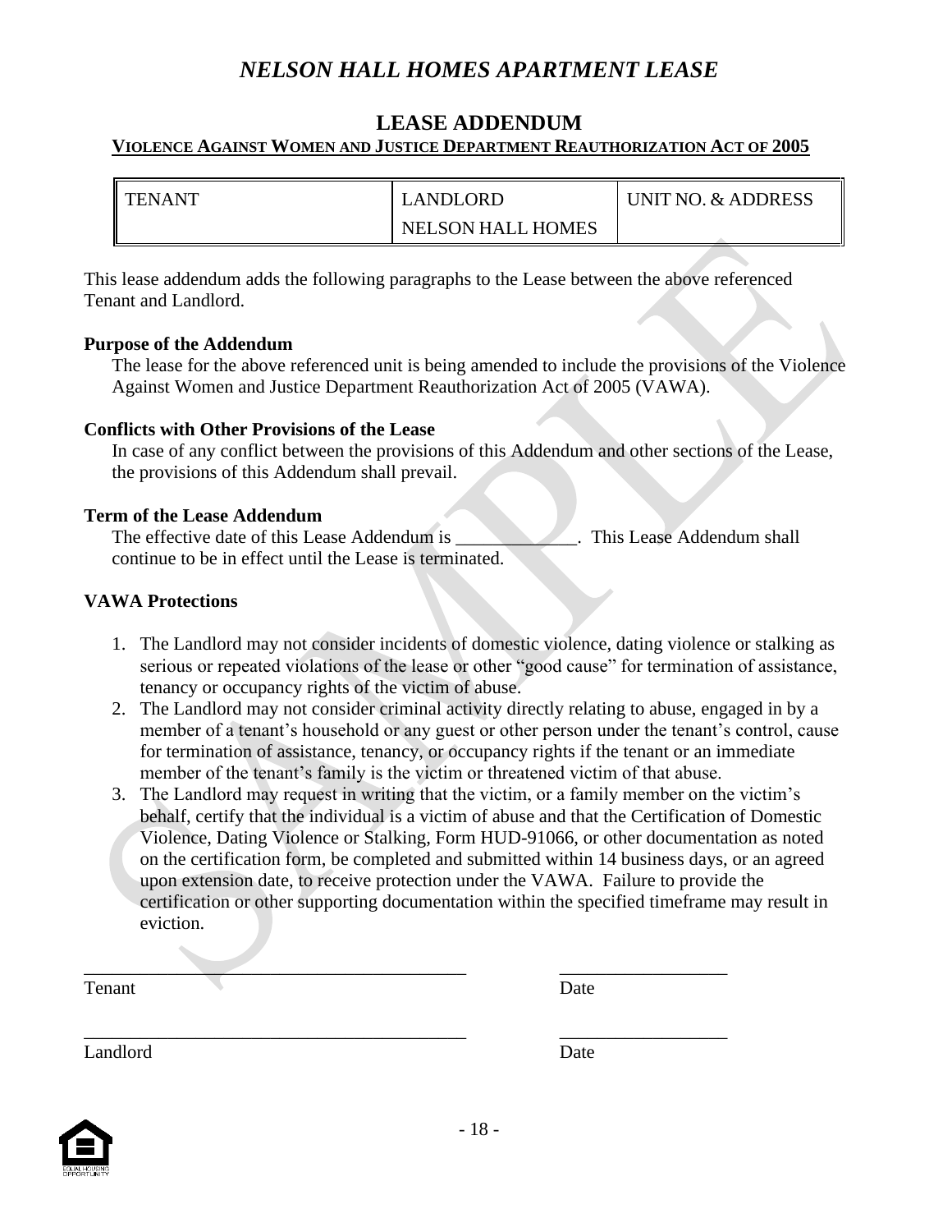# *NELSON HALL HOMES APARTMENT LEASE*

## LEASE ADDENDUM

**VIOLENCE AGAINST WOMEN AND JUSTICE DEPARTMENT REAUTHORIZATION ACT OF 2005**

| TENANT | LANDLORD<br>NELSON HALL HOMES | UNIT NO. & ADDRESS |
|---|---|---|

This lease addendum adds the following paragraphs to the Lease between the above referenced Tenant and Landlord.

**Purpose of the Addendum**

The lease for the above referenced unit is being amended to include the provisions of the Violence Against Women and Justice Department Reauthorization Act of 2005 (VAWA).

**Conflicts with Other Provisions of the Lease**

In case of any conflict between the provisions of this Addendum and other sections of the Lease, the provisions of this Addendum shall prevail.

**Term of the Lease Addendum**

The effective date of this Lease Addendum is _____________. This Lease Addendum shall continue to be in effect until the Lease is terminated.

**VAWA Protections**

1. The Landlord may not consider incidents of domestic violence, dating violence or stalking as serious or repeated violations of the lease or other "good cause" for termination of assistance, tenancy or occupancy rights of the victim of abuse.
2. The Landlord may not consider criminal activity directly relating to abuse, engaged in by a member of a tenant's household or any guest or other person under the tenant's control, cause for termination of assistance, tenancy, or occupancy rights if the tenant or an immediate member of the tenant's family is the victim or threatened victim of that abuse.
3. The Landlord may request in writing that the victim, or a family member on the victim's behalf, certify that the individual is a victim of abuse and that the Certification of Domestic Violence, Dating Violence or Stalking, Form HUD-91066, or other documentation as noted on the certification form, be completed and submitted within 14 business days, or an agreed upon extension date, to receive protection under the VAWA. Failure to provide the certification or other supporting documentation within the specified timeframe may result in eviction.

_________________________________________ __________________

Tenant Date

_________________________________________ __________________

Landlord Date